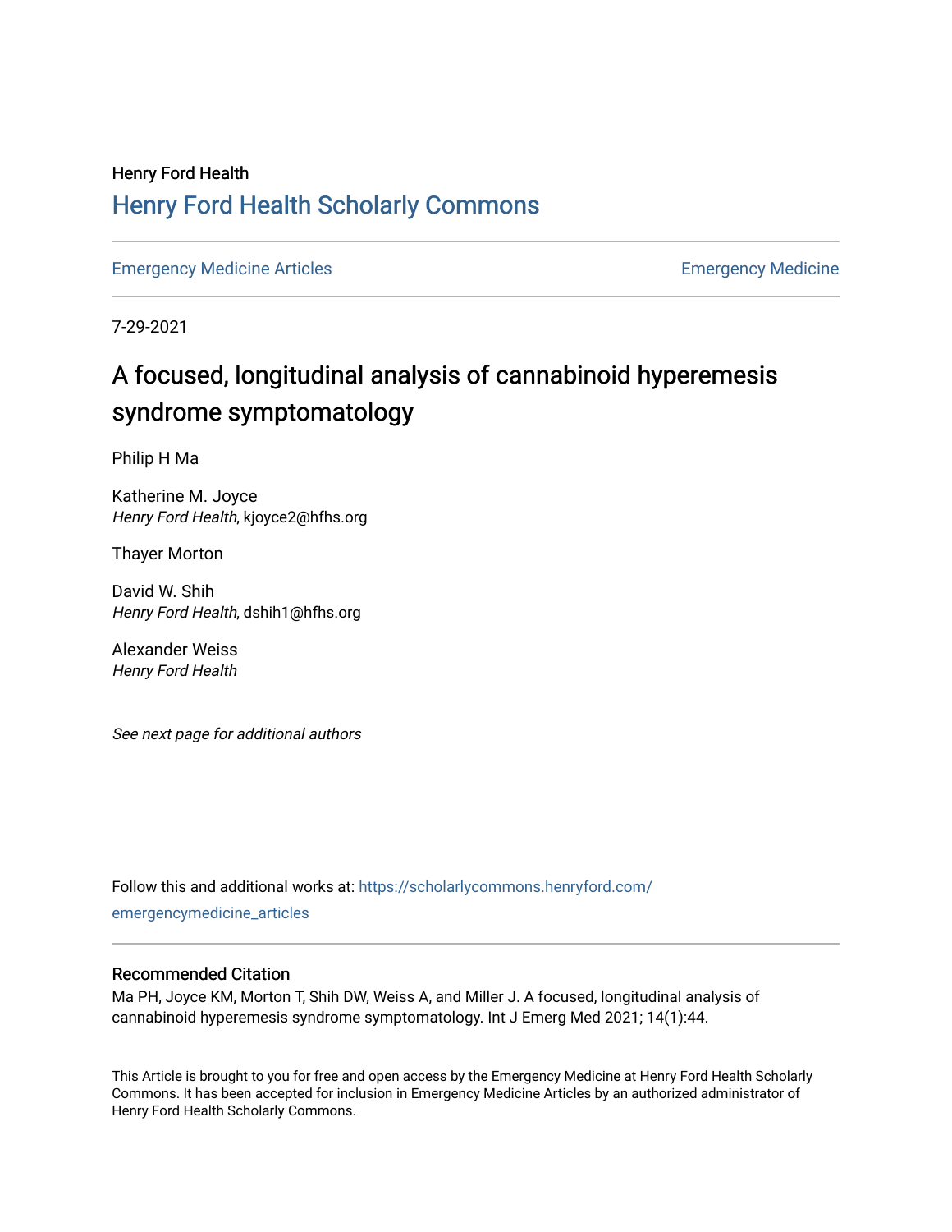Henry Ford Health

## Henry Ford Health Scholarly Commons

Emergency Medicine Articles | Emergency Medicine

7-29-2021

# A focused, longitudinal analysis of cannabinoid hyperemesis syndrome symptomatology

Philip H Ma

Katherine M. Joyce
*Henry Ford Health*, kjoyce2@hfhs.org

Thayer Morton

David W. Shih
*Henry Ford Health*, dshih1@hfhs.org

Alexander Weiss
*Henry Ford Health*

*See next page for additional authors*

Follow this and additional works at: https://scholarlycommons.henryford.com/emergencymedicine_articles

### Recommended Citation

Ma PH, Joyce KM, Morton T, Shih DW, Weiss A, and Miller J. A focused, longitudinal analysis of cannabinoid hyperemesis syndrome symptomatology. Int J Emerg Med 2021; 14(1):44.

This Article is brought to you for free and open access by the Emergency Medicine at Henry Ford Health Scholarly Commons. It has been accepted for inclusion in Emergency Medicine Articles by an authorized administrator of Henry Ford Health Scholarly Commons.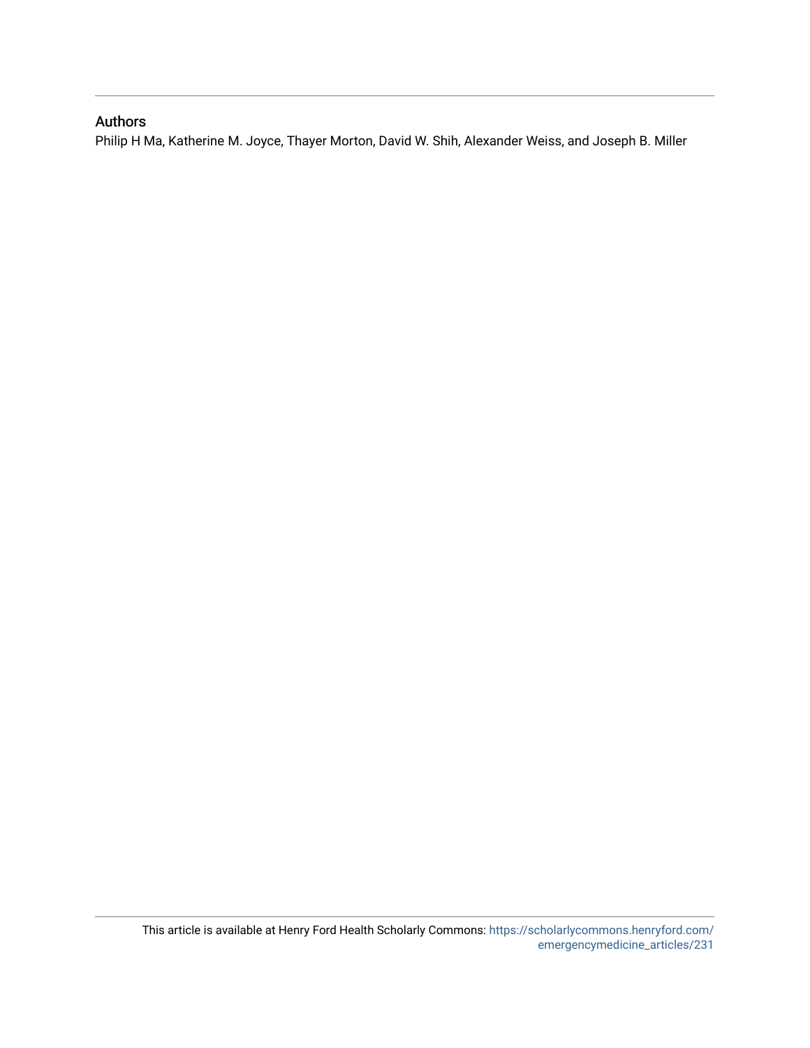## Authors

Philip H Ma, Katherine M. Joyce, Thayer Morton, David W. Shih, Alexander Weiss, and Joseph B. Miller

This article is available at Henry Ford Health Scholarly Commons: https://scholarlycommons.henryford.com/emergencymedicine_articles/231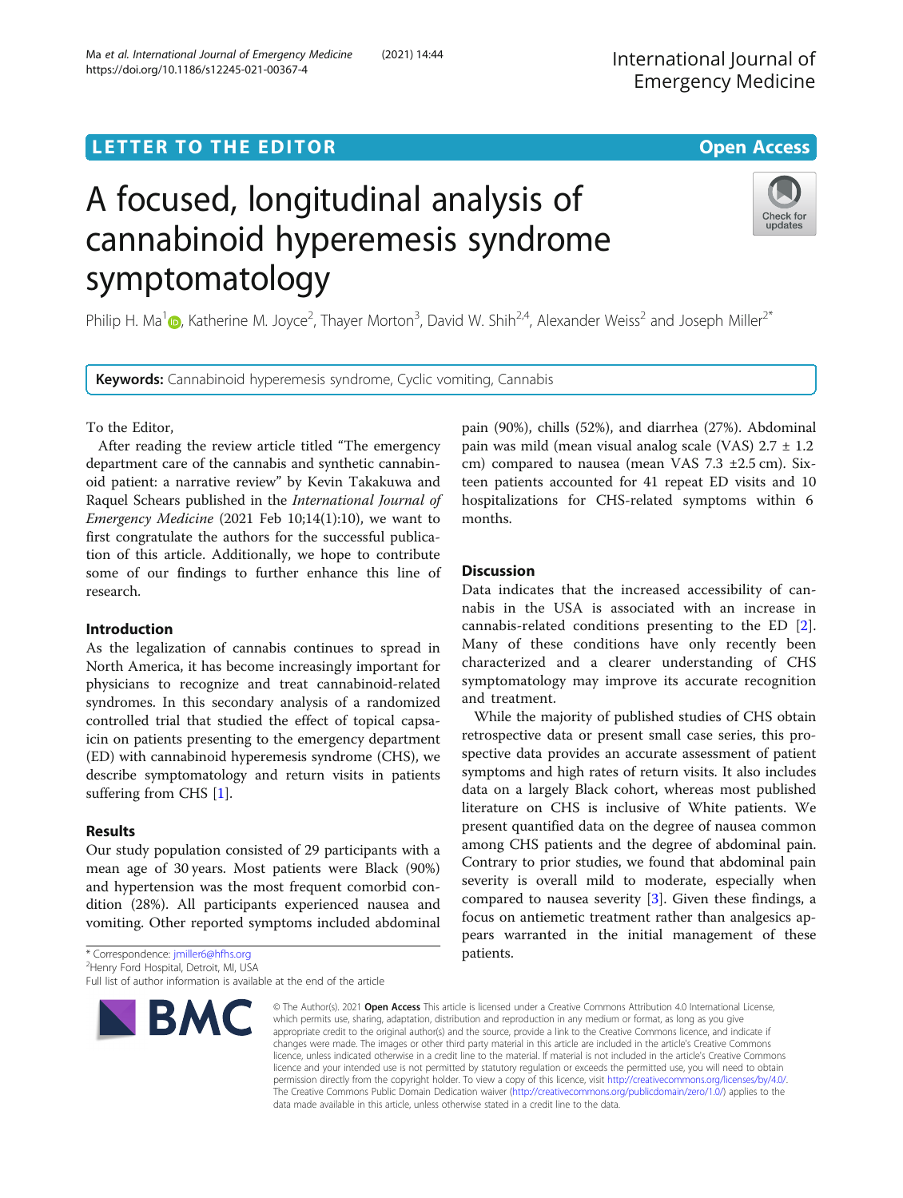# A focused, longitudinal analysis of cannabinoid hyperemesis syndrome symptomatology

Philip H. Ma[1], Katherine M. Joyce[2], Thayer Morton[3], David W. Shih[2,4], Alexander Weiss[2] and Joseph Miller[2*]

**Keywords:** Cannabinoid hyperemesis syndrome, Cyclic vomiting, Cannabis

To the Editor,

After reading the review article titled "The emergency department care of the cannabis and synthetic cannabinoid patient: a narrative review" by Kevin Takakuwa and Raquel Schears published in the *International Journal of Emergency Medicine* (2021 Feb 10;14(1):10), we want to first congratulate the authors for the successful publication of this article. Additionally, we hope to contribute some of our findings to further enhance this line of research.

## Introduction

As the legalization of cannabis continues to spread in North America, it has become increasingly important for physicians to recognize and treat cannabinoid-related syndromes. In this secondary analysis of a randomized controlled trial that studied the effect of topical capsaicin on patients presenting to the emergency department (ED) with cannabinoid hyperemesis syndrome (CHS), we describe symptomatology and return visits in patients suffering from CHS [1].

## Results

Our study population consisted of 29 participants with a mean age of 30 years. Most patients were Black (90%) and hypertension was the most frequent comorbid condition (28%). All participants experienced nausea and vomiting. Other reported symptoms included abdominal pain (90%), chills (52%), and diarrhea (27%). Abdominal pain was mild (mean visual analog scale (VAS) 2.7 ± 1.2 cm) compared to nausea (mean VAS 7.3 ±2.5 cm). Sixteen patients accounted for 41 repeat ED visits and 10 hospitalizations for CHS-related symptoms within 6 months.

## Discussion

Data indicates that the increased accessibility of cannabis in the USA is associated with an increase in cannabis-related conditions presenting to the ED [2]. Many of these conditions have only recently been characterized and a clearer understanding of CHS symptomatology may improve its accurate recognition and treatment.

While the majority of published studies of CHS obtain retrospective data or present small case series, this prospective data provides an accurate assessment of patient symptoms and high rates of return visits. It also includes data on a largely Black cohort, whereas most published literature on CHS is inclusive of White patients. We present quantified data on the degree of nausea common among CHS patients and the degree of abdominal pain. Contrary to prior studies, we found that abdominal pain severity is overall mild to moderate, especially when compared to nausea severity [3]. Given these findings, a focus on antiemetic treatment rather than analgesics appears warranted in the initial management of these patients.

\* Correspondence: jmiller6@hfhs.org
[2]Henry Ford Hospital, Detroit, MI, USA
Full list of author information is available at the end of the article

© The Author(s). 2021 **Open Access** This article is licensed under a Creative Commons Attribution 4.0 International License, which permits use, sharing, adaptation, distribution and reproduction in any medium or format, as long as you give appropriate credit to the original author(s) and the source, provide a link to the Creative Commons licence, and indicate if changes were made. The images or other third party material in this article are included in the article's Creative Commons licence, unless indicated otherwise in a credit line to the material. If material is not included in the article's Creative Commons licence and your intended use is not permitted by statutory regulation or exceeds the permitted use, you will need to obtain permission directly from the copyright holder. To view a copy of this licence, visit http://creativecommons.org/licenses/by/4.0/. The Creative Commons Public Domain Dedication waiver (http://creativecommons.org/publicdomain/zero/1.0/) applies to the data made available in this article, unless otherwise stated in a credit line to the data.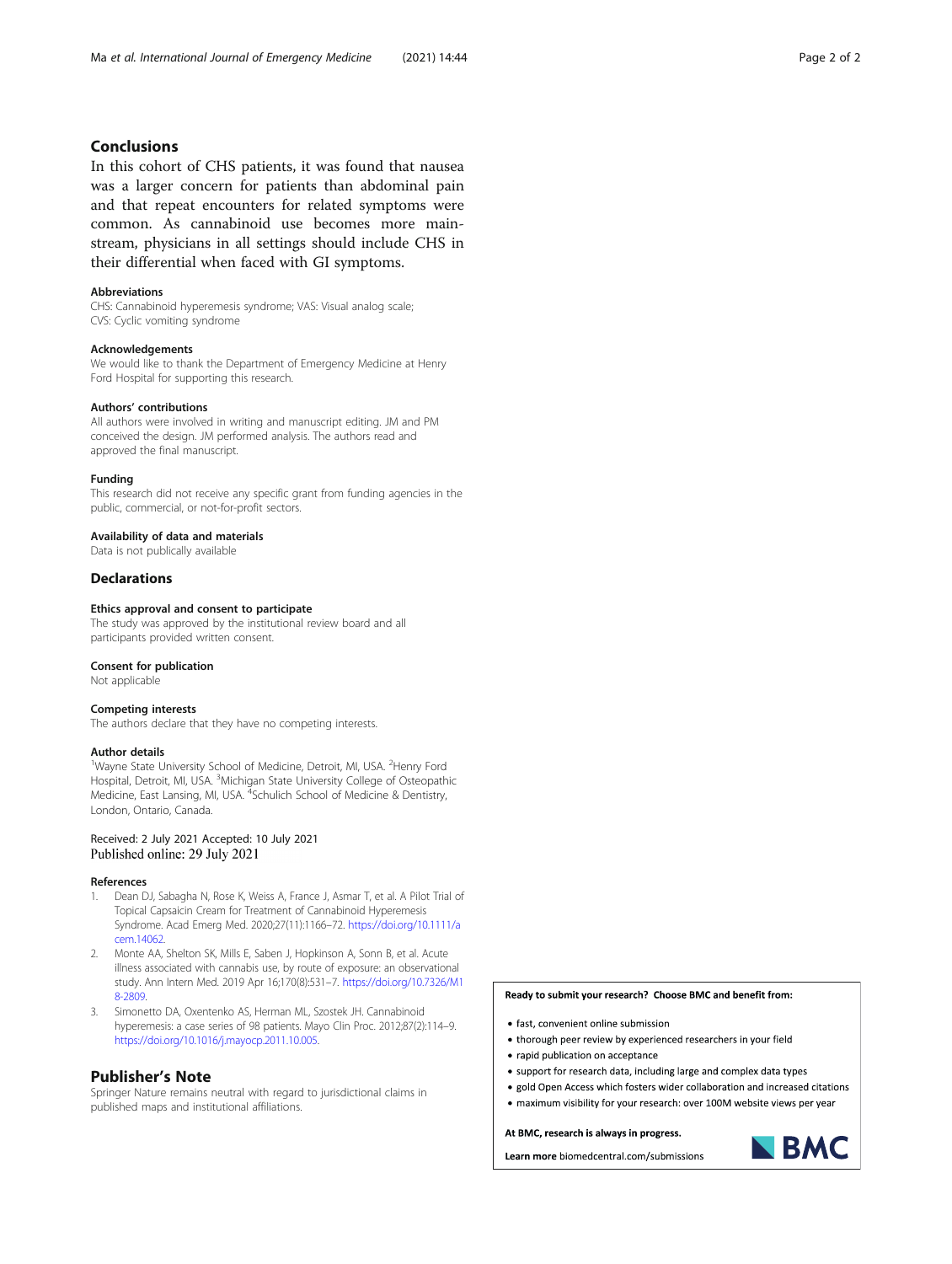## Conclusions

In this cohort of CHS patients, it was found that nausea was a larger concern for patients than abdominal pain and that repeat encounters for related symptoms were common. As cannabinoid use becomes more mainstream, physicians in all settings should include CHS in their differential when faced with GI symptoms.

### Abbreviations

CHS: Cannabinoid hyperemesis syndrome; VAS: Visual analog scale; CVS: Cyclic vomiting syndrome

### Acknowledgements

We would like to thank the Department of Emergency Medicine at Henry Ford Hospital for supporting this research.

### Authors' contributions

All authors were involved in writing and manuscript editing. JM and PM conceived the design. JM performed analysis. The authors read and approved the final manuscript.

### Funding

This research did not receive any specific grant from funding agencies in the public, commercial, or not-for-profit sectors.

### Availability of data and materials

Data is not publically available

## Declarations

### Ethics approval and consent to participate

The study was approved by the institutional review board and all participants provided written consent.

### Consent for publication

Not applicable

### Competing interests

The authors declare that they have no competing interests.

### Author details

[1]Wayne State University School of Medicine, Detroit, MI, USA. [2]Henry Ford Hospital, Detroit, MI, USA. [3]Michigan State University College of Osteopathic Medicine, East Lansing, MI, USA. [4]Schulich School of Medicine & Dentistry, London, Ontario, Canada.

Received: 2 July 2021 Accepted: 10 July 2021
Published online: 29 July 2021

### References

1. Dean DJ, Sabagha N, Rose K, Weiss A, France J, Asmar T, et al. A Pilot Trial of Topical Capsaicin Cream for Treatment of Cannabinoid Hyperemesis Syndrome. Acad Emerg Med. 2020;27(11):1166–72. https://doi.org/10.1111/acem.14062.
2. Monte AA, Shelton SK, Mills E, Saben J, Hopkinson A, Sonn B, et al. Acute illness associated with cannabis use, by route of exposure: an observational study. Ann Intern Med. 2019 Apr 16;170(8):531–7. https://doi.org/10.7326/M18-2809.
3. Simonetto DA, Oxentenko AS, Herman ML, Szostek JH. Cannabinoid hyperemesis: a case series of 98 patients. Mayo Clin Proc. 2012;87(2):114–9. https://doi.org/10.1016/j.mayocp.2011.10.005.

## Publisher's Note

Springer Nature remains neutral with regard to jurisdictional claims in published maps and institutional affiliations.

**Ready to submit your research? Choose BMC and benefit from:**

- fast, convenient online submission
- thorough peer review by experienced researchers in your field
- rapid publication on acceptance
- support for research data, including large and complex data types
- gold Open Access which fosters wider collaboration and increased citations
- maximum visibility for your research: over 100M website views per year

**At BMC, research is always in progress.**

**Learn more** biomedcentral.com/submissions